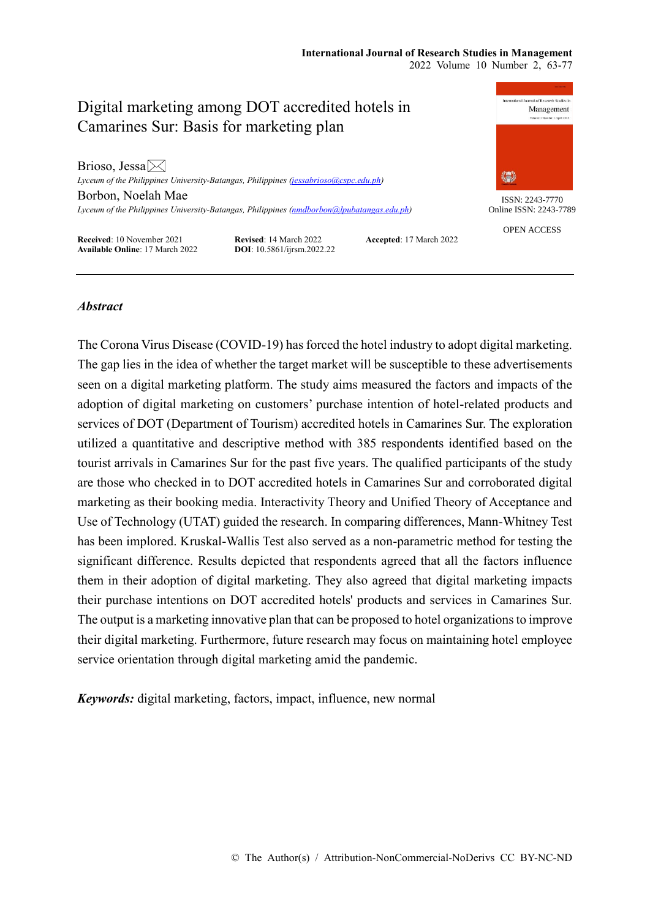# Digital marketing among DOT accredited hotels in Camarines Sur: Basis for marketing plan

Brioso, Jessa
*Lyceum of the Philippines University-Batangas, Philippines (jessabrioso@cspc.edu.ph)*

Borbon, Noelah Mae
*Lyceum of the Philippines University-Batangas, Philippines (nmdborbon@lpubatangas.edu.ph)*

ISSN: 2243-7770
Online ISSN: 2243-7789

OPEN ACCESS

**Received**: 10 November 2021 **Revised**: 14 March 2022 **Accepted**: 17 March 2022
**Available Online**: 17 March 2022 **DOI**: 10.5861/ijrsm.2022.22

## *Abstract*

The Corona Virus Disease (COVID-19) has forced the hotel industry to adopt digital marketing. The gap lies in the idea of whether the target market will be susceptible to these advertisements seen on a digital marketing platform. The study aims measured the factors and impacts of the adoption of digital marketing on customers' purchase intention of hotel-related products and services of DOT (Department of Tourism) accredited hotels in Camarines Sur. The exploration utilized a quantitative and descriptive method with 385 respondents identified based on the tourist arrivals in Camarines Sur for the past five years. The qualified participants of the study are those who checked in to DOT accredited hotels in Camarines Sur and corroborated digital marketing as their booking media. Interactivity Theory and Unified Theory of Acceptance and Use of Technology (UTAT) guided the research. In comparing differences, Mann-Whitney Test has been implored. Kruskal-Wallis Test also served as a non-parametric method for testing the significant difference. Results depicted that respondents agreed that all the factors influence them in their adoption of digital marketing. They also agreed that digital marketing impacts their purchase intentions on DOT accredited hotels' products and services in Camarines Sur. The output is a marketing innovative plan that can be proposed to hotel organizations to improve their digital marketing. Furthermore, future research may focus on maintaining hotel employee service orientation through digital marketing amid the pandemic.

***Keywords:*** digital marketing, factors, impact, influence, new normal

© The Author(s) / Attribution-NonCommercial-NoDerivs CC BY-NC-ND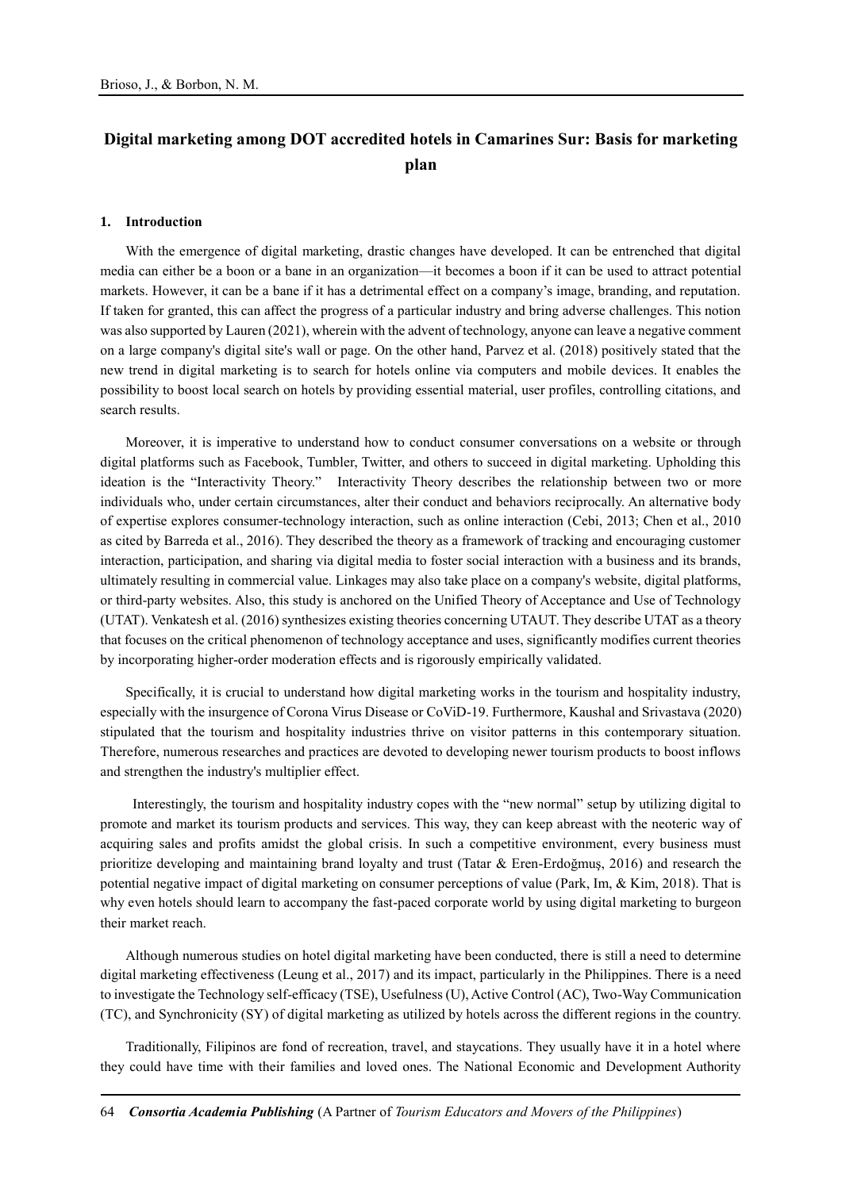# Digital marketing among DOT accredited hotels in Camarines Sur: Basis for marketing plan

## 1. Introduction

With the emergence of digital marketing, drastic changes have developed. It can be entrenched that digital media can either be a boon or a bane in an organization—it becomes a boon if it can be used to attract potential markets. However, it can be a bane if it has a detrimental effect on a company's image, branding, and reputation. If taken for granted, this can affect the progress of a particular industry and bring adverse challenges. This notion was also supported by Lauren (2021), wherein with the advent of technology, anyone can leave a negative comment on a large company's digital site's wall or page. On the other hand, Parvez et al. (2018) positively stated that the new trend in digital marketing is to search for hotels online via computers and mobile devices. It enables the possibility to boost local search on hotels by providing essential material, user profiles, controlling citations, and search results.

Moreover, it is imperative to understand how to conduct consumer conversations on a website or through digital platforms such as Facebook, Tumbler, Twitter, and others to succeed in digital marketing. Upholding this ideation is the "Interactivity Theory." Interactivity Theory describes the relationship between two or more individuals who, under certain circumstances, alter their conduct and behaviors reciprocally. An alternative body of expertise explores consumer-technology interaction, such as online interaction (Cebi, 2013; Chen et al., 2010 as cited by Barreda et al., 2016). They described the theory as a framework of tracking and encouraging customer interaction, participation, and sharing via digital media to foster social interaction with a business and its brands, ultimately resulting in commercial value. Linkages may also take place on a company's website, digital platforms, or third-party websites. Also, this study is anchored on the Unified Theory of Acceptance and Use of Technology (UTAT). Venkatesh et al. (2016) synthesizes existing theories concerning UTAUT. They describe UTAT as a theory that focuses on the critical phenomenon of technology acceptance and uses, significantly modifies current theories by incorporating higher-order moderation effects and is rigorously empirically validated.

Specifically, it is crucial to understand how digital marketing works in the tourism and hospitality industry, especially with the insurgence of Corona Virus Disease or CoViD-19. Furthermore, Kaushal and Srivastava (2020) stipulated that the tourism and hospitality industries thrive on visitor patterns in this contemporary situation. Therefore, numerous researches and practices are devoted to developing newer tourism products to boost inflows and strengthen the industry's multiplier effect.

Interestingly, the tourism and hospitality industry copes with the "new normal" setup by utilizing digital to promote and market its tourism products and services. This way, they can keep abreast with the neoteric way of acquiring sales and profits amidst the global crisis. In such a competitive environment, every business must prioritize developing and maintaining brand loyalty and trust (Tatar & Eren-Erdoğmuş, 2016) and research the potential negative impact of digital marketing on consumer perceptions of value (Park, Im, & Kim, 2018). That is why even hotels should learn to accompany the fast-paced corporate world by using digital marketing to burgeon their market reach.

Although numerous studies on hotel digital marketing have been conducted, there is still a need to determine digital marketing effectiveness (Leung et al., 2017) and its impact, particularly in the Philippines. There is a need to investigate the Technology self-efficacy (TSE), Usefulness (U), Active Control (AC), Two-Way Communication (TC), and Synchronicity (SY) of digital marketing as utilized by hotels across the different regions in the country.

Traditionally, Filipinos are fond of recreation, travel, and staycations. They usually have it in a hotel where they could have time with their families and loved ones. The National Economic and Development Authority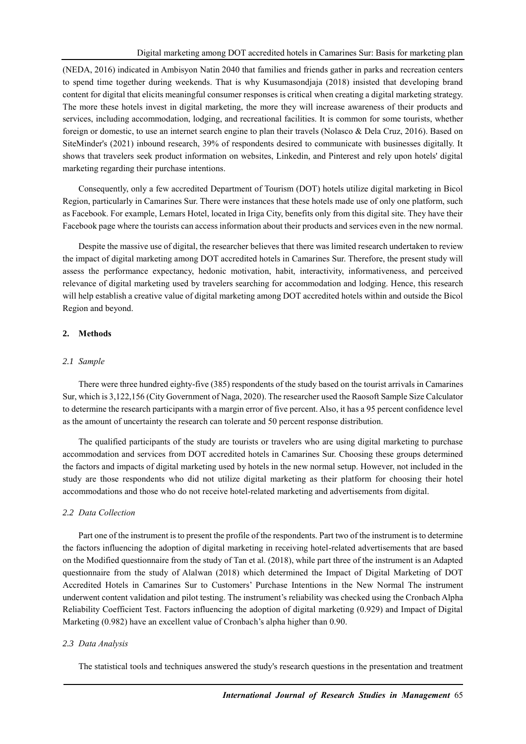(NEDA, 2016) indicated in Ambisyon Natin 2040 that families and friends gather in parks and recreation centers to spend time together during weekends. That is why Kusumasondjaja (2018) insisted that developing brand content for digital that elicits meaningful consumer responses is critical when creating a digital marketing strategy. The more these hotels invest in digital marketing, the more they will increase awareness of their products and services, including accommodation, lodging, and recreational facilities. It is common for some tourists, whether foreign or domestic, to use an internet search engine to plan their travels (Nolasco & Dela Cruz, 2016). Based on SiteMinder's (2021) inbound research, 39% of respondents desired to communicate with businesses digitally. It shows that travelers seek product information on websites, Linkedin, and Pinterest and rely upon hotels' digital marketing regarding their purchase intentions.

Consequently, only a few accredited Department of Tourism (DOT) hotels utilize digital marketing in Bicol Region, particularly in Camarines Sur. There were instances that these hotels made use of only one platform, such as Facebook. For example, Lemars Hotel, located in Iriga City, benefits only from this digital site. They have their Facebook page where the tourists can access information about their products and services even in the new normal.

Despite the massive use of digital, the researcher believes that there was limited research undertaken to review the impact of digital marketing among DOT accredited hotels in Camarines Sur. Therefore, the present study will assess the performance expectancy, hedonic motivation, habit, interactivity, informativeness, and perceived relevance of digital marketing used by travelers searching for accommodation and lodging. Hence, this research will help establish a creative value of digital marketing among DOT accredited hotels within and outside the Bicol Region and beyond.

## 2. Methods

### *2.1 Sample*

There were three hundred eighty-five (385) respondents of the study based on the tourist arrivals in Camarines Sur, which is 3,122,156 (City Government of Naga, 2020). The researcher used the Raosoft Sample Size Calculator to determine the research participants with a margin error of five percent. Also, it has a 95 percent confidence level as the amount of uncertainty the research can tolerate and 50 percent response distribution.

The qualified participants of the study are tourists or travelers who are using digital marketing to purchase accommodation and services from DOT accredited hotels in Camarines Sur. Choosing these groups determined the factors and impacts of digital marketing used by hotels in the new normal setup. However, not included in the study are those respondents who did not utilize digital marketing as their platform for choosing their hotel accommodations and those who do not receive hotel-related marketing and advertisements from digital.

### *2.2 Data Collection*

Part one of the instrument is to present the profile of the respondents. Part two of the instrument is to determine the factors influencing the adoption of digital marketing in receiving hotel-related advertisements that are based on the Modified questionnaire from the study of Tan et al. (2018), while part three of the instrument is an Adapted questionnaire from the study of Alalwan (2018) which determined the Impact of Digital Marketing of DOT Accredited Hotels in Camarines Sur to Customers' Purchase Intentions in the New Normal The instrument underwent content validation and pilot testing. The instrument's reliability was checked using the Cronbach Alpha Reliability Coefficient Test. Factors influencing the adoption of digital marketing (0.929) and Impact of Digital Marketing (0.982) have an excellent value of Cronbach's alpha higher than 0.90.

### *2.3 Data Analysis*

The statistical tools and techniques answered the study's research questions in the presentation and treatment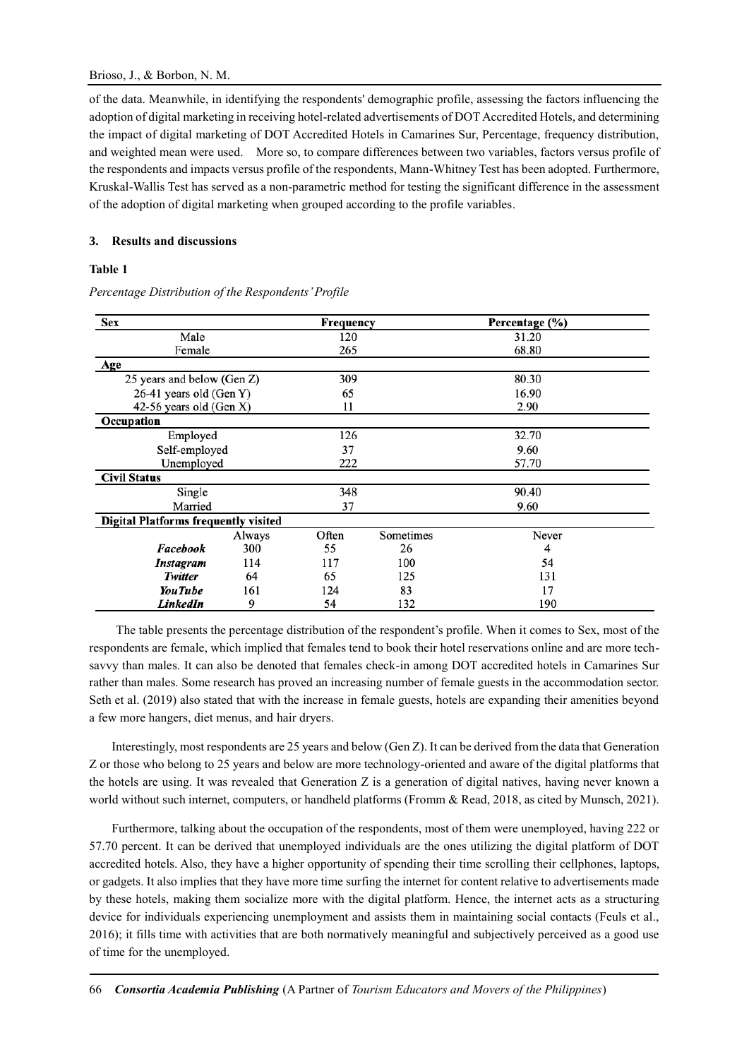of the data. Meanwhile, in identifying the respondents' demographic profile, assessing the factors influencing the adoption of digital marketing in receiving hotel-related advertisements of DOT Accredited Hotels, and determining the impact of digital marketing of DOT Accredited Hotels in Camarines Sur, Percentage, frequency distribution, and weighted mean were used. More so, to compare differences between two variables, factors versus profile of the respondents and impacts versus profile of the respondents, Mann-Whitney Test has been adopted. Furthermore, Kruskal-Wallis Test has served as a non-parametric method for testing the significant difference in the assessment of the adoption of digital marketing when grouped according to the profile variables.

## 3. Results and discussions

**Table 1**

*Percentage Distribution of the Respondents' Profile*

| **Sex** | | **Frequency** | | **Percentage (%)** |
|---|---|---|---|---|
| Male | | 120 | | 31.20 |
| Female | | 265 | | 68.80 |
| **Age** | | | | |
| 25 years and below (Gen Z) | | 309 | | 80.30 |
| 26-41 years old (Gen Y) | | 65 | | 16.90 |
| 42-56 years old (Gen X) | | 11 | | 2.90 |
| **Occupation** | | | | |
| Employed | | 126 | | 32.70 |
| Self-employed | | 37 | | 9.60 |
| Unemployed | | 222 | | 57.70 |
| **Civil Status** | | | | |
| Single | | 348 | | 90.40 |
| Married | | 37 | | 9.60 |
| **Digital Platforms frequently visited** | | | | |
| | Always | Often | Sometimes | Never |
| ***Facebook*** | 300 | 55 | 26 | 4 |
| ***Instagram*** | 114 | 117 | 100 | 54 |
| ***Twitter*** | 64 | 65 | 125 | 131 |
| ***YouTube*** | 161 | 124 | 83 | 17 |
| ***LinkedIn*** | 9 | 54 | 132 | 190 |

The table presents the percentage distribution of the respondent's profile. When it comes to Sex, most of the respondents are female, which implied that females tend to book their hotel reservations online and are more tech-savvy than males. It can also be denoted that females check-in among DOT accredited hotels in Camarines Sur rather than males. Some research has proved an increasing number of female guests in the accommodation sector. Seth et al. (2019) also stated that with the increase in female guests, hotels are expanding their amenities beyond a few more hangers, diet menus, and hair dryers.

Interestingly, most respondents are 25 years and below (Gen Z). It can be derived from the data that Generation Z or those who belong to 25 years and below are more technology-oriented and aware of the digital platforms that the hotels are using. It was revealed that Generation Z is a generation of digital natives, having never known a world without such internet, computers, or handheld platforms (Fromm & Read, 2018, as cited by Munsch, 2021).

Furthermore, talking about the occupation of the respondents, most of them were unemployed, having 222 or 57.70 percent. It can be derived that unemployed individuals are the ones utilizing the digital platform of DOT accredited hotels. Also, they have a higher opportunity of spending their time scrolling their cellphones, laptops, or gadgets. It also implies that they have more time surfing the internet for content relative to advertisements made by these hotels, making them socialize more with the digital platform. Hence, the internet acts as a structuring device for individuals experiencing unemployment and assists them in maintaining social contacts (Feuls et al., 2016); it fills time with activities that are both normatively meaningful and subjectively perceived as a good use of time for the unemployed.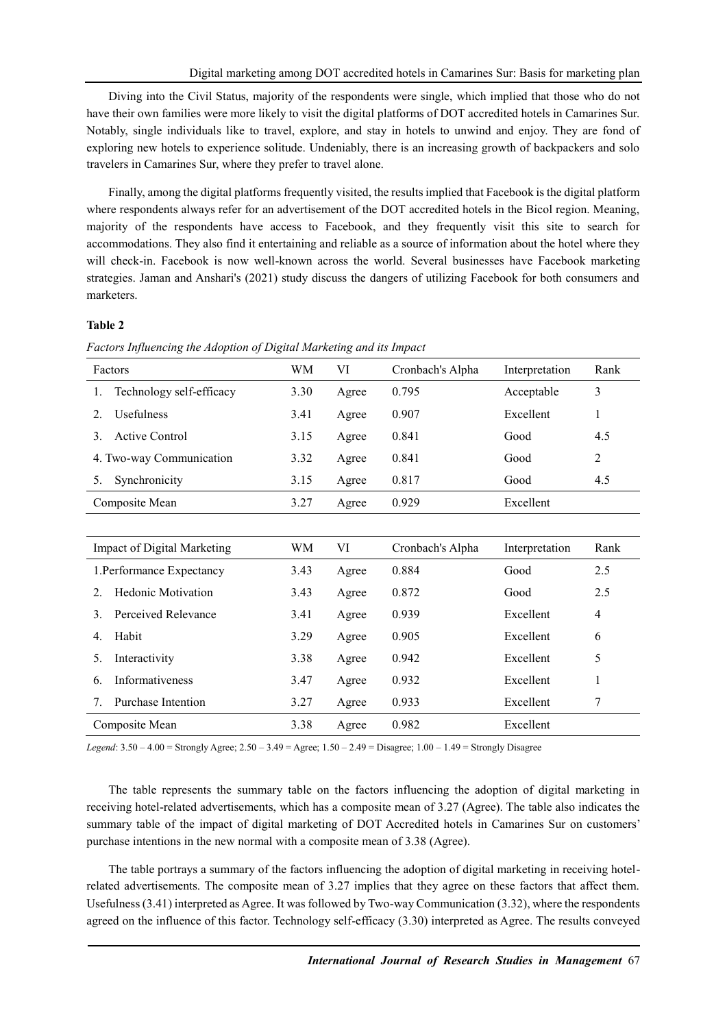Diving into the Civil Status, majority of the respondents were single, which implied that those who do not have their own families were more likely to visit the digital platforms of DOT accredited hotels in Camarines Sur. Notably, single individuals like to travel, explore, and stay in hotels to unwind and enjoy. They are fond of exploring new hotels to experience solitude. Undeniably, there is an increasing growth of backpackers and solo travelers in Camarines Sur, where they prefer to travel alone.

Finally, among the digital platforms frequently visited, the results implied that Facebook is the digital platform where respondents always refer for an advertisement of the DOT accredited hotels in the Bicol region. Meaning, majority of the respondents have access to Facebook, and they frequently visit this site to search for accommodations. They also find it entertaining and reliable as a source of information about the hotel where they will check-in. Facebook is now well-known across the world. Several businesses have Facebook marketing strategies. Jaman and Anshari's (2021) study discuss the dangers of utilizing Facebook for both consumers and marketers.

**Table 2**

*Factors Influencing the Adoption of Digital Marketing and its Impact*

| Factors | WM | VI | Cronbach's Alpha | Interpretation | Rank |
|---|---|---|---|---|---|
| 1. Technology self-efficacy | 3.30 | Agree | 0.795 | Acceptable | 3 |
| 2. Usefulness | 3.41 | Agree | 0.907 | Excellent | 1 |
| 3. Active Control | 3.15 | Agree | 0.841 | Good | 4.5 |
| 4. Two-way Communication | 3.32 | Agree | 0.841 | Good | 2 |
| 5. Synchronicity | 3.15 | Agree | 0.817 | Good | 4.5 |
| Composite Mean | 3.27 | Agree | 0.929 | Excellent | |

| Impact of Digital Marketing | WM | VI | Cronbach's Alpha | Interpretation | Rank |
|---|---|---|---|---|---|
| 1. Performance Expectancy | 3.43 | Agree | 0.884 | Good | 2.5 |
| 2. Hedonic Motivation | 3.43 | Agree | 0.872 | Good | 2.5 |
| 3. Perceived Relevance | 3.41 | Agree | 0.939 | Excellent | 4 |
| 4. Habit | 3.29 | Agree | 0.905 | Excellent | 6 |
| 5. Interactivity | 3.38 | Agree | 0.942 | Excellent | 5 |
| 6. Informativeness | 3.47 | Agree | 0.932 | Excellent | 1 |
| 7. Purchase Intention | 3.27 | Agree | 0.933 | Excellent | 7 |
| Composite Mean | 3.38 | Agree | 0.982 | Excellent | |

*Legend*: 3.50 – 4.00 = Strongly Agree; 2.50 – 3.49 = Agree; 1.50 – 2.49 = Disagree; 1.00 – 1.49 = Strongly Disagree

The table represents the summary table on the factors influencing the adoption of digital marketing in receiving hotel-related advertisements, which has a composite mean of 3.27 (Agree). The table also indicates the summary table of the impact of digital marketing of DOT Accredited hotels in Camarines Sur on customers' purchase intentions in the new normal with a composite mean of 3.38 (Agree).

The table portrays a summary of the factors influencing the adoption of digital marketing in receiving hotel-related advertisements. The composite mean of 3.27 implies that they agree on these factors that affect them. Usefulness (3.41) interpreted as Agree. It was followed by Two-way Communication (3.32), where the respondents agreed on the influence of this factor. Technology self-efficacy (3.30) interpreted as Agree. The results conveyed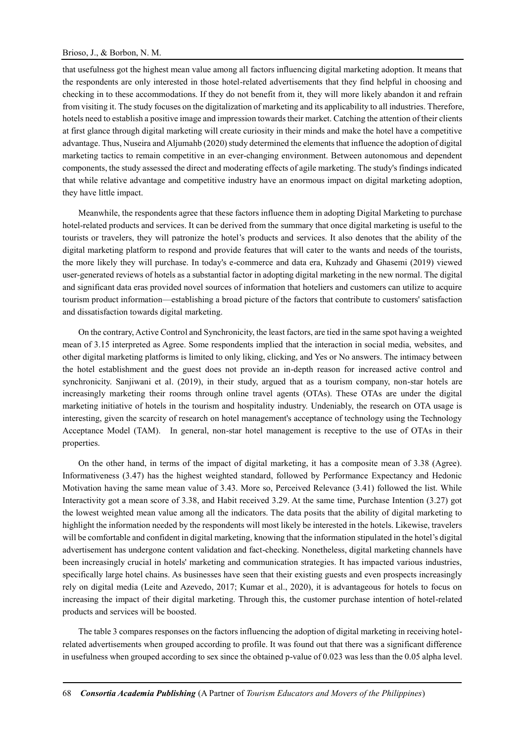that usefulness got the highest mean value among all factors influencing digital marketing adoption. It means that the respondents are only interested in those hotel-related advertisements that they find helpful in choosing and checking in to these accommodations. If they do not benefit from it, they will more likely abandon it and refrain from visiting it. The study focuses on the digitalization of marketing and its applicability to all industries. Therefore, hotels need to establish a positive image and impression towards their market. Catching the attention of their clients at first glance through digital marketing will create curiosity in their minds and make the hotel have a competitive advantage. Thus, Nuseira and Aljumahb (2020) study determined the elements that influence the adoption of digital marketing tactics to remain competitive in an ever-changing environment. Between autonomous and dependent components, the study assessed the direct and moderating effects of agile marketing. The study's findings indicated that while relative advantage and competitive industry have an enormous impact on digital marketing adoption, they have little impact.

Meanwhile, the respondents agree that these factors influence them in adopting Digital Marketing to purchase hotel-related products and services. It can be derived from the summary that once digital marketing is useful to the tourists or travelers, they will patronize the hotel's products and services. It also denotes that the ability of the digital marketing platform to respond and provide features that will cater to the wants and needs of the tourists, the more likely they will purchase. In today's e-commerce and data era, Kuhzady and Ghasemi (2019) viewed user-generated reviews of hotels as a substantial factor in adopting digital marketing in the new normal. The digital and significant data eras provided novel sources of information that hoteliers and customers can utilize to acquire tourism product information—establishing a broad picture of the factors that contribute to customers' satisfaction and dissatisfaction towards digital marketing.

On the contrary, Active Control and Synchronicity, the least factors, are tied in the same spot having a weighted mean of 3.15 interpreted as Agree. Some respondents implied that the interaction in social media, websites, and other digital marketing platforms is limited to only liking, clicking, and Yes or No answers. The intimacy between the hotel establishment and the guest does not provide an in-depth reason for increased active control and synchronicity. Sanjiwani et al. (2019), in their study, argued that as a tourism company, non-star hotels are increasingly marketing their rooms through online travel agents (OTAs). These OTAs are under the digital marketing initiative of hotels in the tourism and hospitality industry. Undeniably, the research on OTA usage is interesting, given the scarcity of research on hotel management's acceptance of technology using the Technology Acceptance Model (TAM). In general, non-star hotel management is receptive to the use of OTAs in their properties.

On the other hand, in terms of the impact of digital marketing, it has a composite mean of 3.38 (Agree). Informativeness (3.47) has the highest weighted standard, followed by Performance Expectancy and Hedonic Motivation having the same mean value of 3.43. More so, Perceived Relevance (3.41) followed the list. While Interactivity got a mean score of 3.38, and Habit received 3.29. At the same time, Purchase Intention (3.27) got the lowest weighted mean value among all the indicators. The data posits that the ability of digital marketing to highlight the information needed by the respondents will most likely be interested in the hotels. Likewise, travelers will be comfortable and confident in digital marketing, knowing that the information stipulated in the hotel's digital advertisement has undergone content validation and fact-checking. Nonetheless, digital marketing channels have been increasingly crucial in hotels' marketing and communication strategies. It has impacted various industries, specifically large hotel chains. As businesses have seen that their existing guests and even prospects increasingly rely on digital media (Leite and Azevedo, 2017; Kumar et al., 2020), it is advantageous for hotels to focus on increasing the impact of their digital marketing. Through this, the customer purchase intention of hotel-related products and services will be boosted.

The table 3 compares responses on the factors influencing the adoption of digital marketing in receiving hotel-related advertisements when grouped according to profile. It was found out that there was a significant difference in usefulness when grouped according to sex since the obtained p-value of 0.023 was less than the 0.05 alpha level.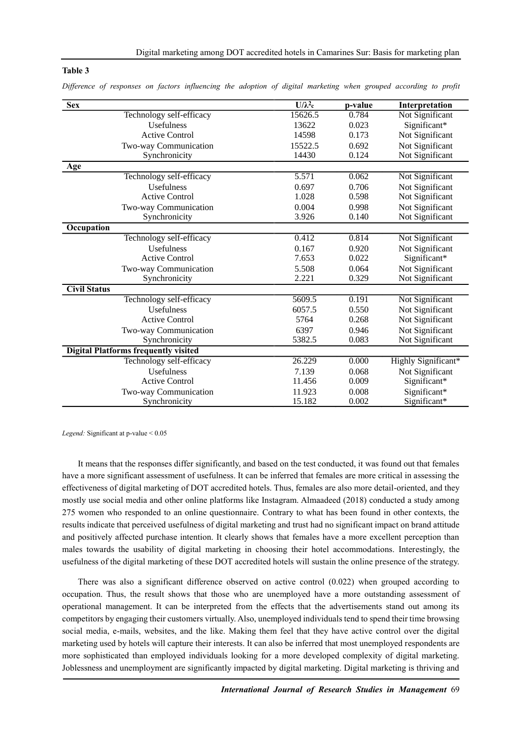**Table 3**

*Difference of responses on factors influencing the adoption of digital marketing when grouped according to profit*

| Sex | $U/\lambda^2_c$ | p-value | Interpretation |
|---|---|---|---|
| Technology self-efficacy | 15626.5 | 0.784 | Not Significant |
| Usefulness | 13622 | 0.023 | Significant* |
| Active Control | 14598 | 0.173 | Not Significant |
| Two-way Communication | 15522.5 | 0.692 | Not Significant |
| Synchronicity | 14430 | 0.124 | Not Significant |
| **Age** | | | |
| Technology self-efficacy | 5.571 | 0.062 | Not Significant |
| Usefulness | 0.697 | 0.706 | Not Significant |
| Active Control | 1.028 | 0.598 | Not Significant |
| Two-way Communication | 0.004 | 0.998 | Not Significant |
| Synchronicity | 3.926 | 0.140 | Not Significant |
| **Occupation** | | | |
| Technology self-efficacy | 0.412 | 0.814 | Not Significant |
| Usefulness | 0.167 | 0.920 | Not Significant |
| Active Control | 7.653 | 0.022 | Significant* |
| Two-way Communication | 5.508 | 0.064 | Not Significant |
| Synchronicity | 2.221 | 0.329 | Not Significant |
| **Civil Status** | | | |
| Technology self-efficacy | 5609.5 | 0.191 | Not Significant |
| Usefulness | 6057.5 | 0.550 | Not Significant |
| Active Control | 5764 | 0.268 | Not Significant |
| Two-way Communication | 6397 | 0.946 | Not Significant |
| Synchronicity | 5382.5 | 0.083 | Not Significant |
| **Digital Platforms frequently visited** | | | |
| Technology self-efficacy | 26.229 | 0.000 | Highly Significant* |
| Usefulness | 7.139 | 0.068 | Not Significant |
| Active Control | 11.456 | 0.009 | Significant* |
| Two-way Communication | 11.923 | 0.008 | Significant* |
| Synchronicity | 15.182 | 0.002 | Significant* |

*Legend:* Significant at p-value < 0.05

It means that the responses differ significantly, and based on the test conducted, it was found out that females have a more significant assessment of usefulness. It can be inferred that females are more critical in assessing the effectiveness of digital marketing of DOT accredited hotels. Thus, females are also more detail-oriented, and they mostly use social media and other online platforms like Instagram. Almaadeed (2018) conducted a study among 275 women who responded to an online questionnaire. Contrary to what has been found in other contexts, the results indicate that perceived usefulness of digital marketing and trust had no significant impact on brand attitude and positively affected purchase intention. It clearly shows that females have a more excellent perception than males towards the usability of digital marketing in choosing their hotel accommodations. Interestingly, the usefulness of the digital marketing of these DOT accredited hotels will sustain the online presence of the strategy.

There was also a significant difference observed on active control (0.022) when grouped according to occupation. Thus, the result shows that those who are unemployed have a more outstanding assessment of operational management. It can be interpreted from the effects that the advertisements stand out among its competitors by engaging their customers virtually. Also, unemployed individuals tend to spend their time browsing social media, e-mails, websites, and the like. Making them feel that they have active control over the digital marketing used by hotels will capture their interests. It can also be inferred that most unemployed respondents are more sophisticated than employed individuals looking for a more developed complexity of digital marketing. Joblessness and unemployment are significantly impacted by digital marketing. Digital marketing is thriving and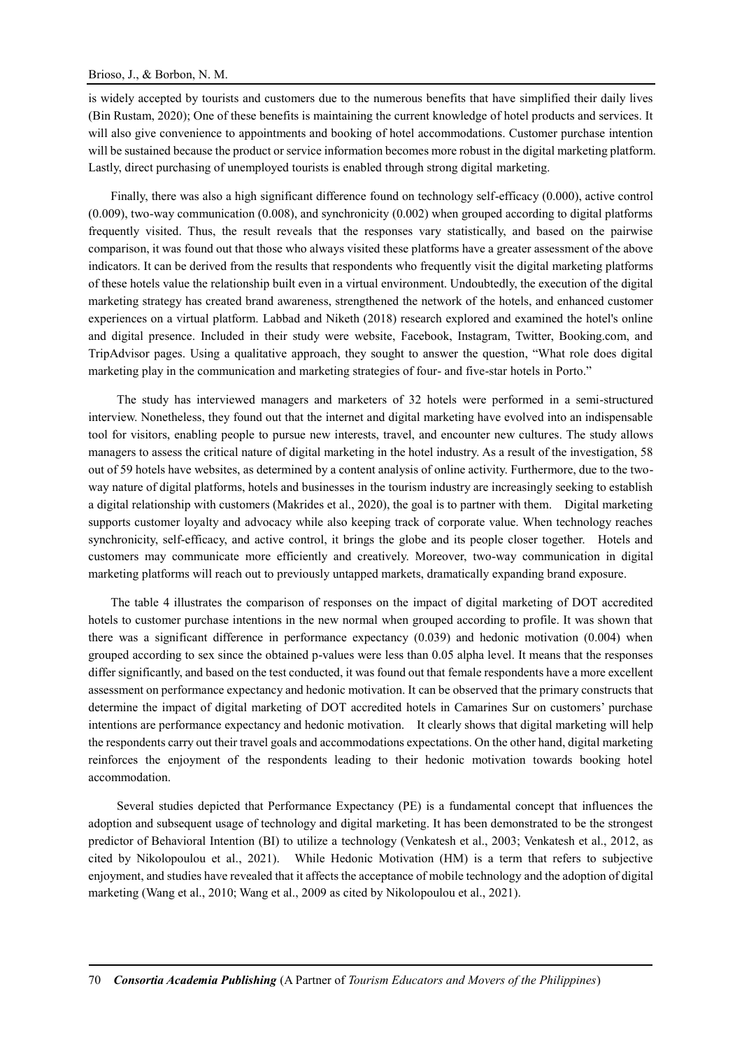is widely accepted by tourists and customers due to the numerous benefits that have simplified their daily lives (Bin Rustam, 2020); One of these benefits is maintaining the current knowledge of hotel products and services. It will also give convenience to appointments and booking of hotel accommodations. Customer purchase intention will be sustained because the product or service information becomes more robust in the digital marketing platform. Lastly, direct purchasing of unemployed tourists is enabled through strong digital marketing.

Finally, there was also a high significant difference found on technology self-efficacy (0.000), active control (0.009), two-way communication (0.008), and synchronicity (0.002) when grouped according to digital platforms frequently visited. Thus, the result reveals that the responses vary statistically, and based on the pairwise comparison, it was found out that those who always visited these platforms have a greater assessment of the above indicators. It can be derived from the results that respondents who frequently visit the digital marketing platforms of these hotels value the relationship built even in a virtual environment. Undoubtedly, the execution of the digital marketing strategy has created brand awareness, strengthened the network of the hotels, and enhanced customer experiences on a virtual platform. Labbad and Niketh (2018) research explored and examined the hotel's online and digital presence. Included in their study were website, Facebook, Instagram, Twitter, Booking.com, and TripAdvisor pages. Using a qualitative approach, they sought to answer the question, "What role does digital marketing play in the communication and marketing strategies of four- and five-star hotels in Porto."

The study has interviewed managers and marketers of 32 hotels were performed in a semi-structured interview. Nonetheless, they found out that the internet and digital marketing have evolved into an indispensable tool for visitors, enabling people to pursue new interests, travel, and encounter new cultures. The study allows managers to assess the critical nature of digital marketing in the hotel industry. As a result of the investigation, 58 out of 59 hotels have websites, as determined by a content analysis of online activity. Furthermore, due to the two-way nature of digital platforms, hotels and businesses in the tourism industry are increasingly seeking to establish a digital relationship with customers (Makrides et al., 2020), the goal is to partner with them. Digital marketing supports customer loyalty and advocacy while also keeping track of corporate value. When technology reaches synchronicity, self-efficacy, and active control, it brings the globe and its people closer together. Hotels and customers may communicate more efficiently and creatively. Moreover, two-way communication in digital marketing platforms will reach out to previously untapped markets, dramatically expanding brand exposure.

The table 4 illustrates the comparison of responses on the impact of digital marketing of DOT accredited hotels to customer purchase intentions in the new normal when grouped according to profile. It was shown that there was a significant difference in performance expectancy (0.039) and hedonic motivation (0.004) when grouped according to sex since the obtained p-values were less than 0.05 alpha level. It means that the responses differ significantly, and based on the test conducted, it was found out that female respondents have a more excellent assessment on performance expectancy and hedonic motivation. It can be observed that the primary constructs that determine the impact of digital marketing of DOT accredited hotels in Camarines Sur on customers' purchase intentions are performance expectancy and hedonic motivation. It clearly shows that digital marketing will help the respondents carry out their travel goals and accommodations expectations. On the other hand, digital marketing reinforces the enjoyment of the respondents leading to their hedonic motivation towards booking hotel accommodation.

Several studies depicted that Performance Expectancy (PE) is a fundamental concept that influences the adoption and subsequent usage of technology and digital marketing. It has been demonstrated to be the strongest predictor of Behavioral Intention (BI) to utilize a technology (Venkatesh et al., 2003; Venkatesh et al., 2012, as cited by Nikolopoulou et al., 2021). While Hedonic Motivation (HM) is a term that refers to subjective enjoyment, and studies have revealed that it affects the acceptance of mobile technology and the adoption of digital marketing (Wang et al., 2010; Wang et al., 2009 as cited by Nikolopoulou et al., 2021).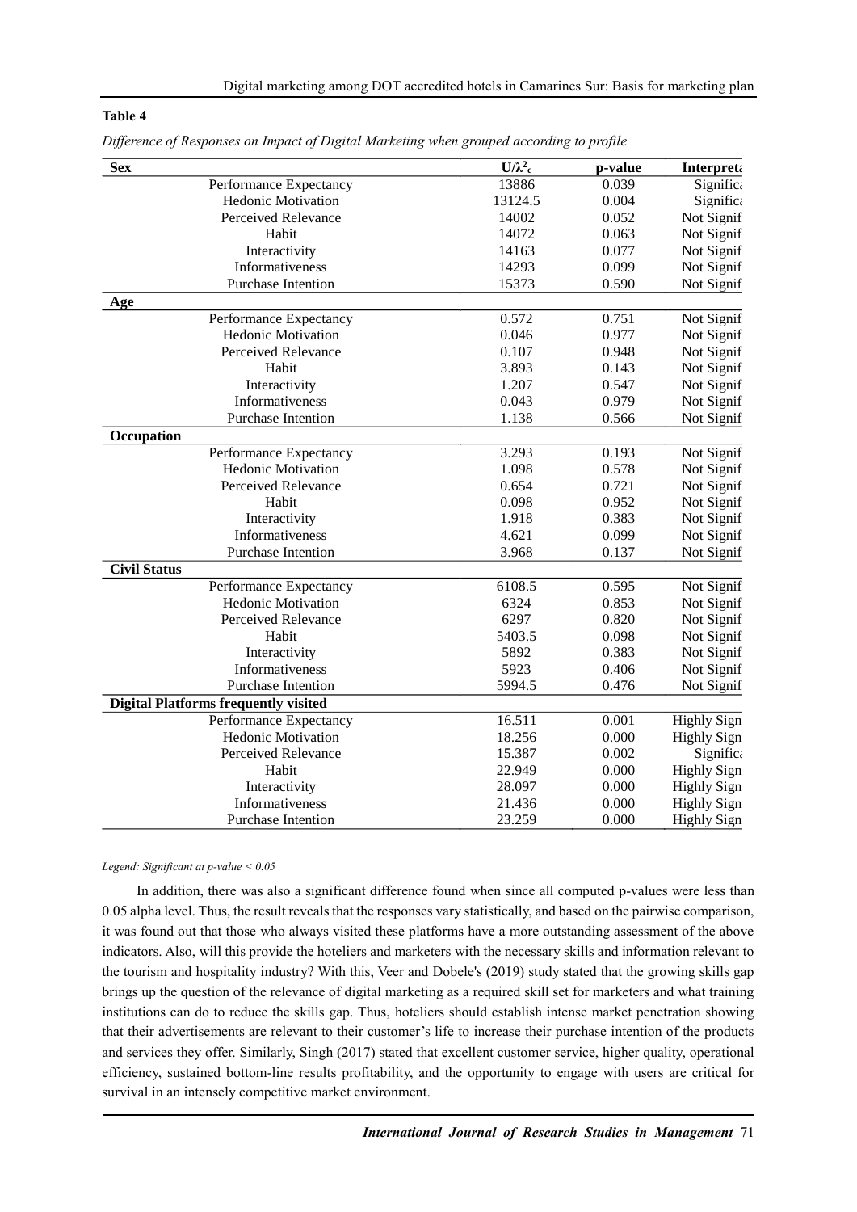**Table 4**

*Difference of Responses on Impact of Digital Marketing when grouped according to profile*

| Sex | $U/\lambda^2_c$ | p-value | Interpreta |
|---|---|---|---|
| Performance Expectancy | 13886 | 0.039 | Significa |
| Hedonic Motivation | 13124.5 | 0.004 | Significa |
| Perceived Relevance | 14002 | 0.052 | Not Signif |
| Habit | 14072 | 0.063 | Not Signif |
| Interactivity | 14163 | 0.077 | Not Signif |
| Informativeness | 14293 | 0.099 | Not Signif |
| Purchase Intention | 15373 | 0.590 | Not Signif |
| **Age** | | | |
| Performance Expectancy | 0.572 | 0.751 | Not Signif |
| Hedonic Motivation | 0.046 | 0.977 | Not Signif |
| Perceived Relevance | 0.107 | 0.948 | Not Signif |
| Habit | 3.893 | 0.143 | Not Signif |
| Interactivity | 1.207 | 0.547 | Not Signif |
| Informativeness | 0.043 | 0.979 | Not Signif |
| Purchase Intention | 1.138 | 0.566 | Not Signif |
| **Occupation** | | | |
| Performance Expectancy | 3.293 | 0.193 | Not Signif |
| Hedonic Motivation | 1.098 | 0.578 | Not Signif |
| Perceived Relevance | 0.654 | 0.721 | Not Signif |
| Habit | 0.098 | 0.952 | Not Signif |
| Interactivity | 1.918 | 0.383 | Not Signif |
| Informativeness | 4.621 | 0.099 | Not Signif |
| Purchase Intention | 3.968 | 0.137 | Not Signif |
| **Civil Status** | | | |
| Performance Expectancy | 6108.5 | 0.595 | Not Signif |
| Hedonic Motivation | 6324 | 0.853 | Not Signif |
| Perceived Relevance | 6297 | 0.820 | Not Signif |
| Habit | 5403.5 | 0.098 | Not Signif |
| Interactivity | 5892 | 0.383 | Not Signif |
| Informativeness | 5923 | 0.406 | Not Signif |
| Purchase Intention | 5994.5 | 0.476 | Not Signif |
| **Digital Platforms frequently visited** | | | |
| Performance Expectancy | 16.511 | 0.001 | Highly Sign |
| Hedonic Motivation | 18.256 | 0.000 | Highly Sign |
| Perceived Relevance | 15.387 | 0.002 | Significa |
| Habit | 22.949 | 0.000 | Highly Sign |
| Interactivity | 28.097 | 0.000 | Highly Sign |
| Informativeness | 21.436 | 0.000 | Highly Sign |
| Purchase Intention | 23.259 | 0.000 | Highly Sign |

*Legend: Significant at p-value < 0.05*

In addition, there was also a significant difference found when since all computed p-values were less than 0.05 alpha level. Thus, the result reveals that the responses vary statistically, and based on the pairwise comparison, it was found out that those who always visited these platforms have a more outstanding assessment of the above indicators. Also, will this provide the hoteliers and marketers with the necessary skills and information relevant to the tourism and hospitality industry? With this, Veer and Dobele's (2019) study stated that the growing skills gap brings up the question of the relevance of digital marketing as a required skill set for marketers and what training institutions can do to reduce the skills gap. Thus, hoteliers should establish intense market penetration showing that their advertisements are relevant to their customer's life to increase their purchase intention of the products and services they offer. Similarly, Singh (2017) stated that excellent customer service, higher quality, operational efficiency, sustained bottom-line results profitability, and the opportunity to engage with users are critical for survival in an intensely competitive market environment.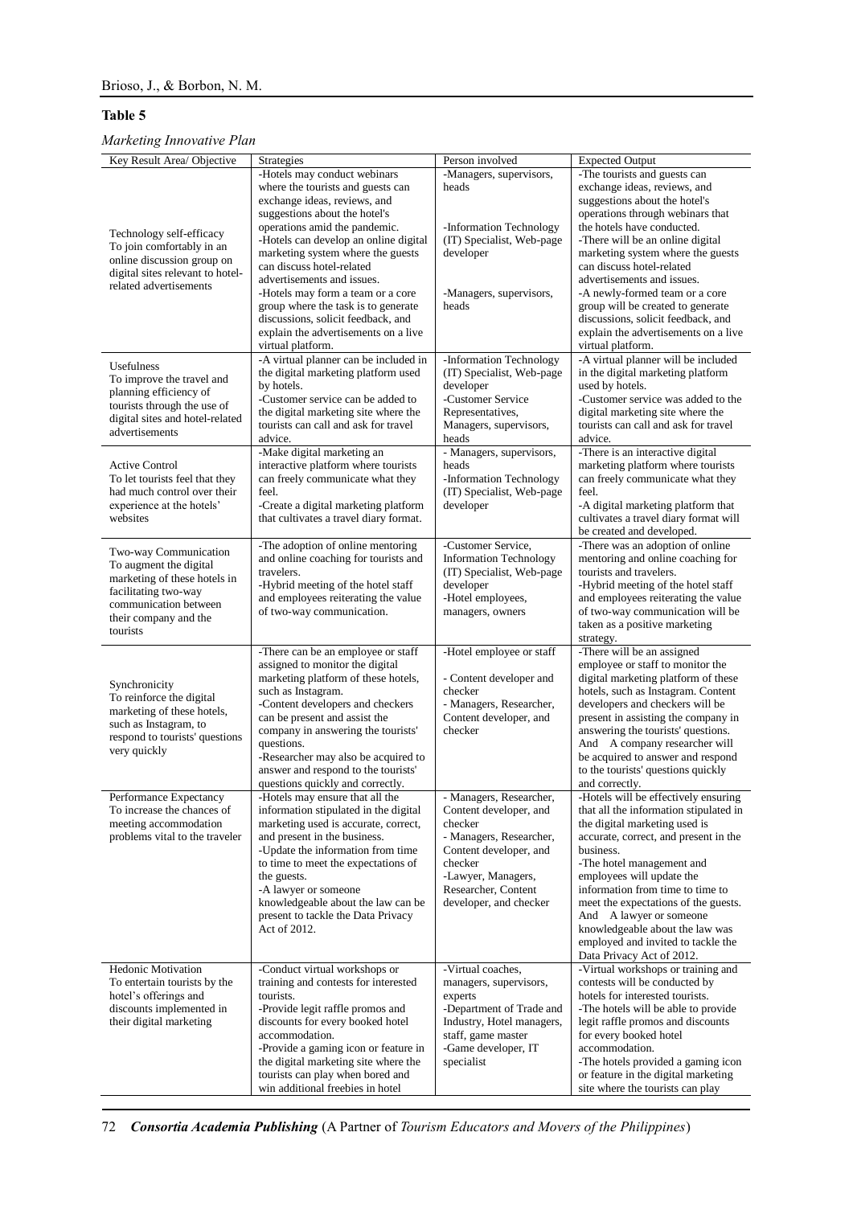**Table 5**

*Marketing Innovative Plan*

| Key Result Area/ Objective | Strategies | Person involved | Expected Output |
|---|---|---|---|
| Technology self-efficacy<br>To join comfortably in an online discussion group on digital sites relevant to hotel-related advertisements | -Hotels may conduct webinars where the tourists and guests can exchange ideas, reviews, and suggestions about the hotel's operations amid the pandemic.<br>-Hotels can develop an online digital marketing system where the guests can discuss hotel-related advertisements and issues.<br>-Hotels may form a team or a core group where the task is to generate discussions, solicit feedback, and explain the advertisements on a live virtual platform. | -Managers, supervisors, heads<br><br>-Information Technology (IT) Specialist, Web-page developer<br><br>-Managers, supervisors, heads | -The tourists and guests can exchange ideas, reviews, and suggestions about the hotel's operations through webinars that the hotels have conducted.<br>-There will be an online digital marketing system where the guests can discuss hotel-related advertisements and issues.<br>-A newly-formed team or a core group will be created to generate discussions, solicit feedback, and explain the advertisements on a live virtual platform. |
| Usefulness<br>To improve the travel and planning efficiency of tourists through the use of digital sites and hotel-related advertisements | -A virtual planner can be included in the digital marketing platform used by hotels.<br>-Customer service can be added to the digital marketing site where the tourists can call and ask for travel advice. | -Information Technology (IT) Specialist, Web-page developer<br>-Customer Service Representatives, Managers, supervisors, heads | -A virtual planner will be included in the digital marketing platform used by hotels.<br>-Customer service was added to the digital marketing site where the tourists can call and ask for travel advice. |
| Active Control<br>To let tourists feel that they had much control over their experience at the hotels' websites | -Make digital marketing an interactive platform where tourists can freely communicate what they feel.<br>-Create a digital marketing platform that cultivates a travel diary format. | - Managers, supervisors, heads<br>-Information Technology (IT) Specialist, Web-page developer | -There is an interactive digital marketing platform where tourists can freely communicate what they feel.<br>-A digital marketing platform that cultivates a travel diary format will be created and developed. |
| Two-way Communication<br>To augment the digital marketing of these hotels in facilitating two-way communication between their company and the tourists | -The adoption of online mentoring and online coaching for tourists and travelers.<br>-Hybrid meeting of the hotel staff and employees reiterating the value of two-way communication. | -Customer Service, Information Technology (IT) Specialist, Web-page developer<br>-Hotel employees, managers, owners | -There was an adoption of online mentoring and online coaching for tourists and travelers.<br>-Hybrid meeting of the hotel staff and employees reiterating the value of two-way communication will be taken as a positive marketing strategy. |
| Synchronicity<br>To reinforce the digital marketing of these hotels, such as Instagram, to respond to tourists' questions very quickly | -There can be an employee or staff assigned to monitor the digital marketing platform of these hotels, such as Instagram.<br>-Content developers and checkers can be present and assist the company in answering the tourists' questions.<br>-Researcher may also be acquired to answer and respond to the tourists' questions quickly and correctly. | -Hotel employee or staff<br><br>- Content developer and checker<br>- Managers, Researcher, Content developer, and checker | -There will be an assigned employee or staff to monitor the digital marketing platform of these hotels, such as Instagram. Content developers and checkers will be present in assisting the company in answering the tourists' questions. And A company researcher will be acquired to answer and respond to the tourists' questions quickly and correctly. |
| Performance Expectancy<br>To increase the chances of meeting accommodation problems vital to the traveler | -Hotels may ensure that all the information stipulated in the digital marketing used is accurate, correct, and present in the business.<br>-Update the information from time to time to meet the expectations of the guests.<br>-A lawyer or someone knowledgeable about the law can be present to tackle the Data Privacy Act of 2012. | - Managers, Researcher, Content developer, and checker<br>- Managers, Researcher, Content developer, and checker<br>-Lawyer, Managers, Researcher, Content developer, and checker | -Hotels will be effectively ensuring that all the information stipulated in the digital marketing used is accurate, correct, and present in the business.<br>-The hotel management and employees will update the information from time to time to meet the expectations of the guests.<br>And A lawyer or someone knowledgeable about the law was employed and invited to tackle the Data Privacy Act of 2012. |
| Hedonic Motivation<br>To entertain tourists by the hotel's offerings and discounts implemented in their digital marketing | -Conduct virtual workshops or training and contests for interested tourists.<br>-Provide legit raffle promos and discounts for every booked hotel accommodation.<br>-Provide a gaming icon or feature in the digital marketing site where the tourists can play when bored and win additional freebies in hotel | -Virtual coaches, managers, supervisors, experts<br>-Department of Trade and Industry, Hotel managers, staff, game master<br>-Game developer, IT specialist | -Virtual workshops or training and contests will be conducted by hotels for interested tourists.<br>-The hotels will be able to provide legit raffle promos and discounts for every booked hotel accommodation.<br>-The hotels provided a gaming icon or feature in the digital marketing site where the tourists can play |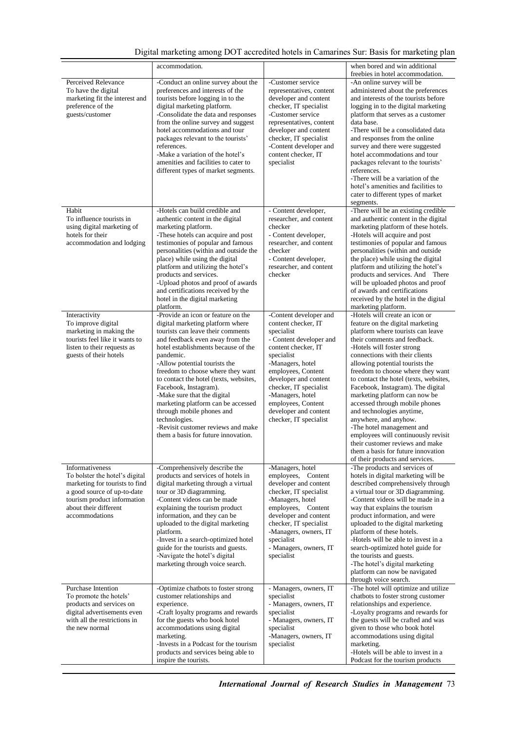|  | accommodation. |  | when bored and win additional freebies in hotel accommodation. |
|---|---|---|---|
| Perceived Relevance<br>To have the digital marketing fit the interest and preference of the guests/customer | -Conduct an online survey about the preferences and interests of the tourists before logging in to the digital marketing platform.<br>-Consolidate the data and responses from the online survey and suggest hotel accommodations and tour packages relevant to the tourists' references.<br>-Make a variation of the hotel's amenities and facilities to cater to different types of market segments. | -Customer service representatives, content developer and content checker, IT specialist<br>-Customer service representatives, content developer and content checker, IT specialist<br>-Content developer and content checker, IT specialist | -An online survey will be administered about the preferences and interests of the tourists before logging in to the digital marketing platform that serves as a customer data base.<br>-There will be a consolidated data and responses from the online survey and there were suggested hotel accommodations and tour packages relevant to the tourists' references.<br>-There will be a variation of the hotel's amenities and facilities to cater to different types of market segments. |
| Habit<br>To influence tourists in using digital marketing of hotels for their accommodation and lodging | -Hotels can build credible and authentic content in the digital marketing platform.<br>-These hotels can acquire and post testimonies of popular and famous personalities (within and outside the place) while using the digital platform and utilizing the hotel's products and services.<br>-Upload photos and proof of awards and certifications received by the hotel in the digital marketing platform. | - Content developer, researcher, and content checker<br>- Content developer, researcher, and content checker<br>- Content developer, researcher, and content checker | -There will be an existing credible and authentic content in the digital marketing platform of these hotels.<br>-Hotels will acquire and post testimonies of popular and famous personalities (within and outside the place) while using the digital platform and utilizing the hotel's products and services. And There will be uploaded photos and proof of awards and certifications received by the hotel in the digital marketing platform. |
| Interactivity<br>To improve digital marketing in making the tourists feel like it wants to listen to their requests as guests of their hotels | -Provide an icon or feature on the digital marketing platform where tourists can leave their comments and feedback even away from the hotel establishments because of the pandemic.<br>-Allow potential tourists the freedom to choose where they want to contact the hotel (texts, websites, Facebook, Instagram).<br>-Make sure that the digital marketing platform can be accessed through mobile phones and technologies.<br>-Revisit customer reviews and make them a basis for future innovation. | -Content developer and content checker, IT specialist<br>- Content developer and content checker, IT specialist<br>-Managers, hotel employees, Content developer and content checker, IT specialist<br>-Managers, hotel employees, Content developer and content checker, IT specialist | -Hotels will create an icon or feature on the digital marketing platform where tourists can leave their comments and feedback.<br>-Hotels will foster strong connections with their clients allowing potential tourists the freedom to choose where they want to contact the hotel (texts, websites, Facebook, Instagram). The digital marketing platform can now be accessed through mobile phones and technologies anytime, anywhere, and anyhow.<br>-The hotel management and employees will continuously revisit their customer reviews and make them a basis for future innovation of their products and services. |
| Informativeness<br>To bolster the hotel's digital marketing for tourists to find a good source of up-to-date tourism product information about their different accommodations | -Comprehensively describe the products and services of hotels in digital marketing through a virtual tour or 3D diagramming.<br>-Content videos can be made explaining the tourism product information, and they can be uploaded to the digital marketing platform.<br>-Invest in a search-optimized hotel guide for the tourists and guests.<br>-Navigate the hotel's digital marketing through voice search. | -Managers, hotel employees, Content developer and content checker, IT specialist<br>-Managers, hotel employees, Content developer and content checker, IT specialist<br>-Managers, owners, IT specialist<br>- Managers, owners, IT specialist | -The products and services of hotels in digital marketing will be described comprehensively through a virtual tour or 3D diagramming.<br>-Content videos will be made in a way that explains the tourism product information, and were uploaded to the digital marketing platform of these hotels.<br>-Hotels will be able to invest in a search-optimized hotel guide for the tourists and guests.<br>-The hotel's digital marketing platform can now be navigated through voice search. |
| Purchase Intention<br>To promote the hotels' products and services on digital advertisements even with all the restrictions in the new normal | -Optimize chatbots to foster strong customer relationships and experience.<br>-Craft loyalty programs and rewards for the guests who book hotel accommodations using digital marketing.<br>-Invests in a Podcast for the tourism products and services being able to inspire the tourists. | - Managers, owners, IT specialist<br>- Managers, owners, IT specialist<br>- Managers, owners, IT specialist<br>-Managers, owners, IT specialist | -The hotel will optimize and utilize chatbots to foster strong customer relationships and experience.<br>-Loyalty programs and rewards for the guests will be crafted and was given to those who book hotel accommodations using digital marketing.<br>-Hotels will be able to invest in a Podcast for the tourism products |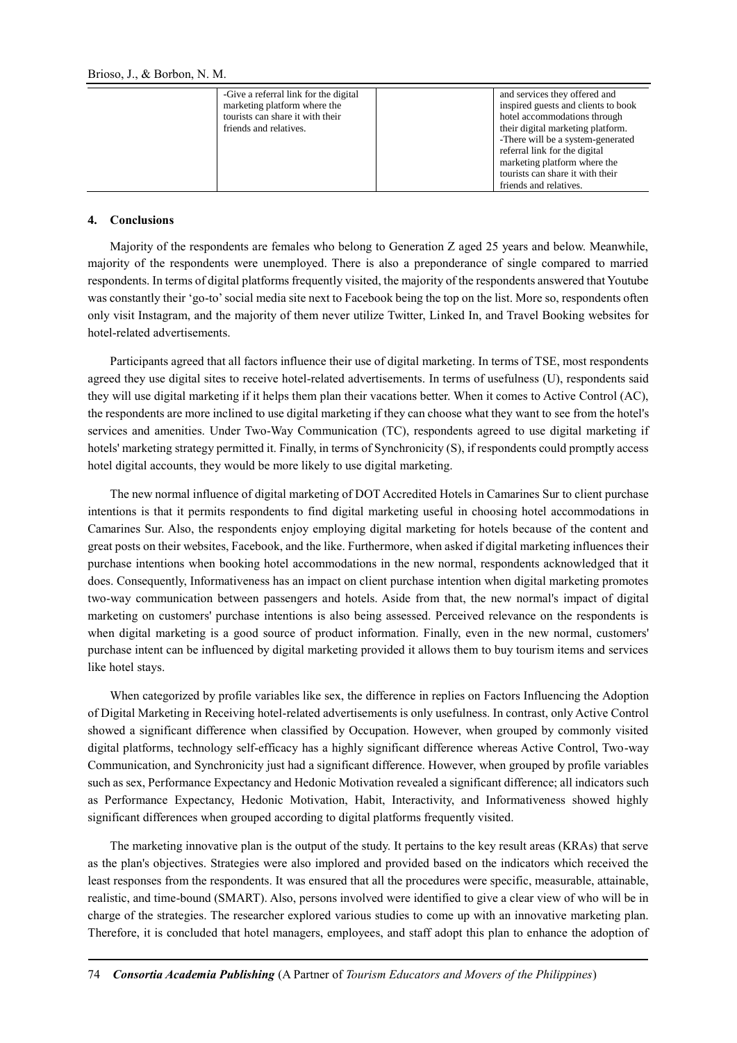| | -Give a referral link for the digital marketing platform where the tourists can share it with their friends and relatives. | | and services they offered and inspired guests and clients to book hotel accommodations through their digital marketing platform. -There will be a system-generated referral link for the digital marketing platform where the tourists can share it with their friends and relatives. |
|---|---|---|---|

## 4. Conclusions

Majority of the respondents are females who belong to Generation Z aged 25 years and below. Meanwhile, majority of the respondents were unemployed. There is also a preponderance of single compared to married respondents. In terms of digital platforms frequently visited, the majority of the respondents answered that Youtube was constantly their 'go-to' social media site next to Facebook being the top on the list. More so, respondents often only visit Instagram, and the majority of them never utilize Twitter, Linked In, and Travel Booking websites for hotel-related advertisements.

Participants agreed that all factors influence their use of digital marketing. In terms of TSE, most respondents agreed they use digital sites to receive hotel-related advertisements. In terms of usefulness (U), respondents said they will use digital marketing if it helps them plan their vacations better. When it comes to Active Control (AC), the respondents are more inclined to use digital marketing if they can choose what they want to see from the hotel's services and amenities. Under Two-Way Communication (TC), respondents agreed to use digital marketing if hotels' marketing strategy permitted it. Finally, in terms of Synchronicity (S), if respondents could promptly access hotel digital accounts, they would be more likely to use digital marketing.

The new normal influence of digital marketing of DOT Accredited Hotels in Camarines Sur to client purchase intentions is that it permits respondents to find digital marketing useful in choosing hotel accommodations in Camarines Sur. Also, the respondents enjoy employing digital marketing for hotels because of the content and great posts on their websites, Facebook, and the like. Furthermore, when asked if digital marketing influences their purchase intentions when booking hotel accommodations in the new normal, respondents acknowledged that it does. Consequently, Informativeness has an impact on client purchase intention when digital marketing promotes two-way communication between passengers and hotels. Aside from that, the new normal's impact of digital marketing on customers' purchase intentions is also being assessed. Perceived relevance on the respondents is when digital marketing is a good source of product information. Finally, even in the new normal, customers' purchase intent can be influenced by digital marketing provided it allows them to buy tourism items and services like hotel stays.

When categorized by profile variables like sex, the difference in replies on Factors Influencing the Adoption of Digital Marketing in Receiving hotel-related advertisements is only usefulness. In contrast, only Active Control showed a significant difference when classified by Occupation. However, when grouped by commonly visited digital platforms, technology self-efficacy has a highly significant difference whereas Active Control, Two-way Communication, and Synchronicity just had a significant difference. However, when grouped by profile variables such as sex, Performance Expectancy and Hedonic Motivation revealed a significant difference; all indicators such as Performance Expectancy, Hedonic Motivation, Habit, Interactivity, and Informativeness showed highly significant differences when grouped according to digital platforms frequently visited.

The marketing innovative plan is the output of the study. It pertains to the key result areas (KRAs) that serve as the plan's objectives. Strategies were also implored and provided based on the indicators which received the least responses from the respondents. It was ensured that all the procedures were specific, measurable, attainable, realistic, and time-bound (SMART). Also, persons involved were identified to give a clear view of who will be in charge of the strategies. The researcher explored various studies to come up with an innovative marketing plan. Therefore, it is concluded that hotel managers, employees, and staff adopt this plan to enhance the adoption of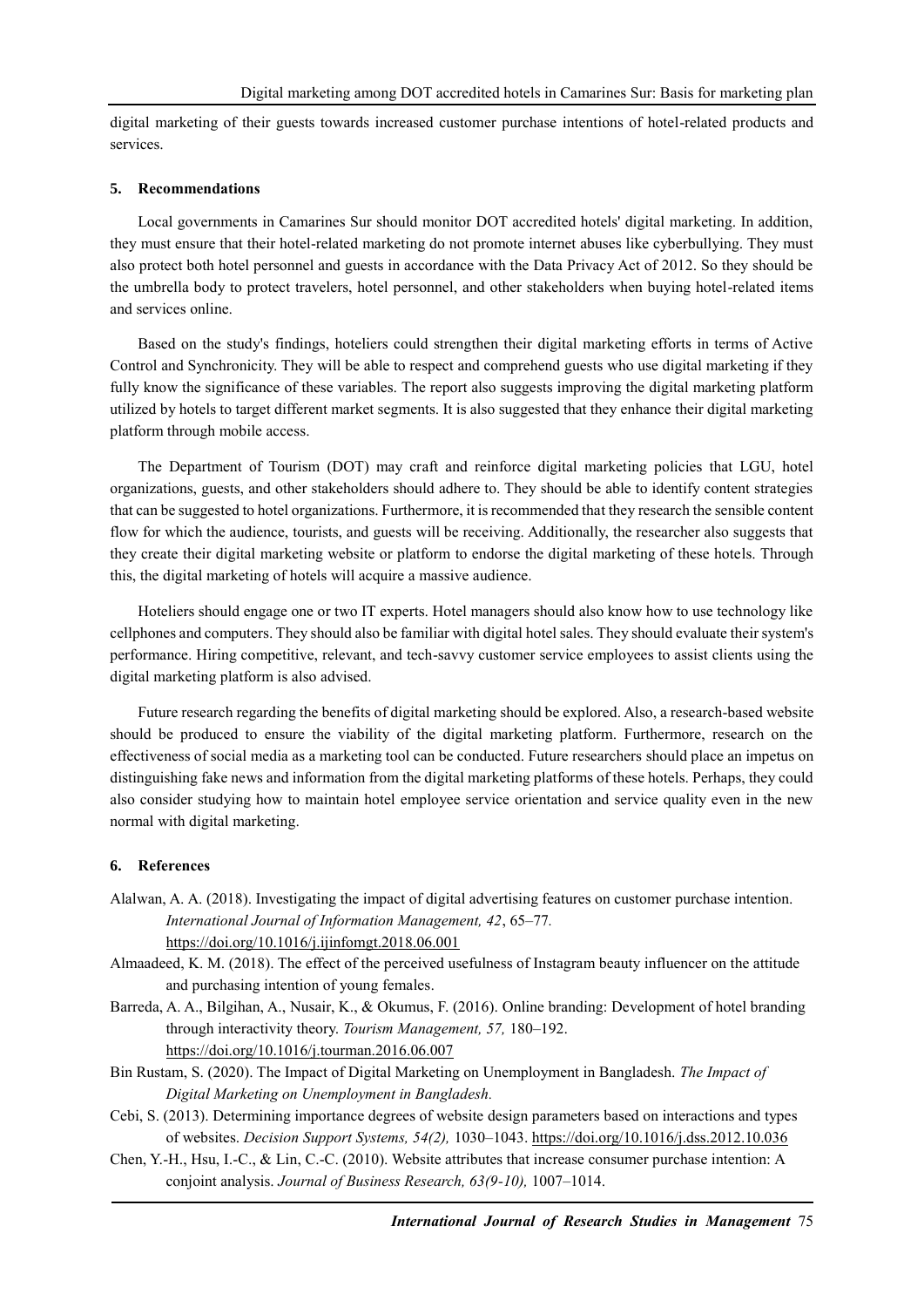digital marketing of their guests towards increased customer purchase intentions of hotel-related products and services.

## 5. Recommendations

Local governments in Camarines Sur should monitor DOT accredited hotels' digital marketing. In addition, they must ensure that their hotel-related marketing do not promote internet abuses like cyberbullying. They must also protect both hotel personnel and guests in accordance with the Data Privacy Act of 2012. So they should be the umbrella body to protect travelers, hotel personnel, and other stakeholders when buying hotel-related items and services online.

Based on the study's findings, hoteliers could strengthen their digital marketing efforts in terms of Active Control and Synchronicity. They will be able to respect and comprehend guests who use digital marketing if they fully know the significance of these variables. The report also suggests improving the digital marketing platform utilized by hotels to target different market segments. It is also suggested that they enhance their digital marketing platform through mobile access.

The Department of Tourism (DOT) may craft and reinforce digital marketing policies that LGU, hotel organizations, guests, and other stakeholders should adhere to. They should be able to identify content strategies that can be suggested to hotel organizations. Furthermore, it is recommended that they research the sensible content flow for which the audience, tourists, and guests will be receiving. Additionally, the researcher also suggests that they create their digital marketing website or platform to endorse the digital marketing of these hotels. Through this, the digital marketing of hotels will acquire a massive audience.

Hoteliers should engage one or two IT experts. Hotel managers should also know how to use technology like cellphones and computers. They should also be familiar with digital hotel sales. They should evaluate their system's performance. Hiring competitive, relevant, and tech-savvy customer service employees to assist clients using the digital marketing platform is also advised.

Future research regarding the benefits of digital marketing should be explored. Also, a research-based website should be produced to ensure the viability of the digital marketing platform. Furthermore, research on the effectiveness of social media as a marketing tool can be conducted. Future researchers should place an impetus on distinguishing fake news and information from the digital marketing platforms of these hotels. Perhaps, they could also consider studying how to maintain hotel employee service orientation and service quality even in the new normal with digital marketing.

## 6. References

Alalwan, A. A. (2018). Investigating the impact of digital advertising features on customer purchase intention. *International Journal of Information Management, 42*, 65–77. https://doi.org/10.1016/j.ijinfomgt.2018.06.001

Almaadeed, K. M. (2018). The effect of the perceived usefulness of Instagram beauty influencer on the attitude and purchasing intention of young females.

Barreda, A. A., Bilgihan, A., Nusair, K., & Okumus, F. (2016). Online branding: Development of hotel branding through interactivity theory. *Tourism Management, 57,* 180–192. https://doi.org/10.1016/j.tourman.2016.06.007

Bin Rustam, S. (2020). The Impact of Digital Marketing on Unemployment in Bangladesh. *The Impact of Digital Marketing on Unemployment in Bangladesh.*

Cebi, S. (2013). Determining importance degrees of website design parameters based on interactions and types of websites. *Decision Support Systems, 54(2),* 1030–1043. https://doi.org/10.1016/j.dss.2012.10.036

Chen, Y.-H., Hsu, I.-C., & Lin, C.-C. (2010). Website attributes that increase consumer purchase intention: A conjoint analysis. *Journal of Business Research, 63(9-10),* 1007–1014.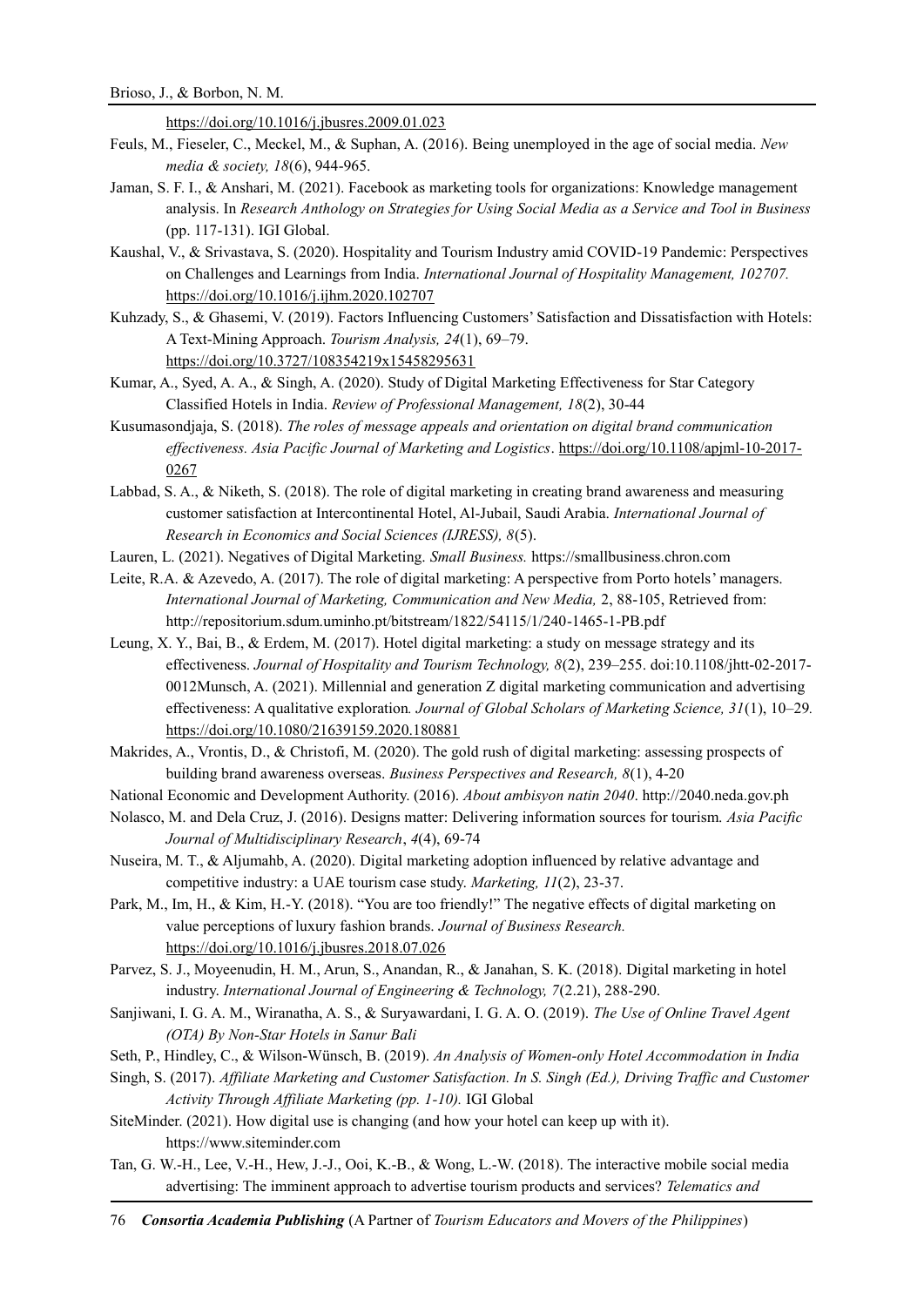https://doi.org/10.1016/j.jbusres.2009.01.023

Feuls, M., Fieseler, C., Meckel, M., & Suphan, A. (2016). Being unemployed in the age of social media. *New media & society, 18*(6), 944-965.

Jaman, S. F. I., & Anshari, M. (2021). Facebook as marketing tools for organizations: Knowledge management analysis. In *Research Anthology on Strategies for Using Social Media as a Service and Tool in Business* (pp. 117-131). IGI Global.

Kaushal, V., & Srivastava, S. (2020). Hospitality and Tourism Industry amid COVID-19 Pandemic: Perspectives on Challenges and Learnings from India. *International Journal of Hospitality Management, 102707.* https://doi.org/10.1016/j.ijhm.2020.102707

Kuhzady, S., & Ghasemi, V. (2019). Factors Influencing Customers' Satisfaction and Dissatisfaction with Hotels: A Text-Mining Approach. *Tourism Analysis, 24*(1), 69–79. https://doi.org/10.3727/108354219x15458295631

Kumar, A., Syed, A. A., & Singh, A. (2020). Study of Digital Marketing Effectiveness for Star Category Classified Hotels in India. *Review of Professional Management, 18*(2), 30-44

Kusumasondjaja, S. (2018). *The roles of message appeals and orientation on digital brand communication effectiveness. Asia Pacific Journal of Marketing and Logistics*. https://doi.org/10.1108/apjml-10-2017-0267

Labbad, S. A., & Niketh, S. (2018). The role of digital marketing in creating brand awareness and measuring customer satisfaction at Intercontinental Hotel, Al-Jubail, Saudi Arabia. *International Journal of Research in Economics and Social Sciences (IJRESS), 8*(5).

Lauren, L. (2021). Negatives of Digital Marketing. *Small Business.* https://smallbusiness.chron.com

Leite, R.A. & Azevedo, A. (2017). The role of digital marketing: A perspective from Porto hotels' managers. *International Journal of Marketing, Communication and New Media,* 2, 88-105, Retrieved from: http://repositorium.sdum.uminho.pt/bitstream/1822/54115/1/240-1465-1-PB.pdf

Leung, X. Y., Bai, B., & Erdem, M. (2017). Hotel digital marketing: a study on message strategy and its effectiveness. *Journal of Hospitality and Tourism Technology, 8*(2), 239–255. doi:10.1108/jhtt-02-2017-0012Munsch, A. (2021). Millennial and generation Z digital marketing communication and advertising effectiveness: A qualitative exploration*. Journal of Global Scholars of Marketing Science, 31*(1), 10–29*.* https://doi.org/10.1080/21639159.2020.180881

Makrides, A., Vrontis, D., & Christofi, M. (2020). The gold rush of digital marketing: assessing prospects of building brand awareness overseas. *Business Perspectives and Research, 8*(1), 4-20

National Economic and Development Authority. (2016). *About ambisyon natin 2040*. http://2040.neda.gov.ph

Nolasco, M. and Dela Cruz, J. (2016). Designs matter: Delivering information sources for tourism. *Asia Pacific Journal of Multidisciplinary Research*, *4*(4), 69-74

Nuseira, M. T., & Aljumahb, A. (2020). Digital marketing adoption influenced by relative advantage and competitive industry: a UAE tourism case study. *Marketing, 11*(2), 23-37.

Park, M., Im, H., & Kim, H.-Y. (2018). "You are too friendly!" The negative effects of digital marketing on value perceptions of luxury fashion brands. *Journal of Business Research.* https://doi.org/10.1016/j.jbusres.2018.07.026

Parvez, S. J., Moyeenudin, H. M., Arun, S., Anandan, R., & Janahan, S. K. (2018). Digital marketing in hotel industry. *International Journal of Engineering & Technology, 7*(2.21), 288-290.

Sanjiwani, I. G. A. M., Wiranatha, A. S., & Suryawardani, I. G. A. O. (2019). *The Use of Online Travel Agent (OTA) By Non-Star Hotels in Sanur Bali*

Seth, P., Hindley, C., & Wilson-Wünsch, B. (2019). *An Analysis of Women-only Hotel Accommodation in India*

Singh, S. (2017). *Affiliate Marketing and Customer Satisfaction. In S. Singh (Ed.), Driving Traffic and Customer Activity Through Affiliate Marketing (pp. 1-10).* IGI Global

SiteMinder. (2021). How digital use is changing (and how your hotel can keep up with it). https://www.siteminder.com

Tan, G. W.-H., Lee, V.-H., Hew, J.-J., Ooi, K.-B., & Wong, L.-W. (2018). The interactive mobile social media advertising: The imminent approach to advertise tourism products and services? *Telematics and*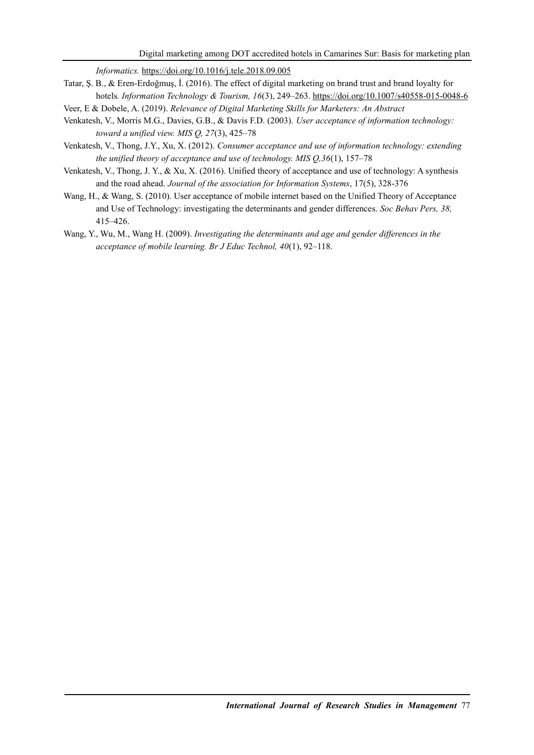*Informatics.* https://doi.org/10.1016/j.tele.2018.09.005

Tatar, Ş. B., & Eren-Erdoğmuş, İ. (2016). The effect of digital marketing on brand trust and brand loyalty for hotels*. Information Technology & Tourism, 16*(3), 249–263. https://doi.org/10.1007/s40558-015-0048-6

Veer, E & Dobele, A. (2019). *Relevance of Digital Marketing Skills for Marketers: An Abstract*

Venkatesh, V., Morris M.G., Davies, G.B., & Davis F.D. (2003). *User acceptance of information technology: toward a unified view. MIS Q, 27*(3), 425–78

Venkatesh, V., Thong, J.Y., Xu, X. (2012). *Consumer acceptance and use of information technology: extending the unified theory of acceptance and use of technology. MIS Q,36*(1), 157–78

Venkatesh, V., Thong, J. Y., & Xu, X. (2016). Unified theory of acceptance and use of technology: A synthesis and the road ahead. *Journal of the association for Information Systems*, 17(5), 328-376

Wang, H., & Wang, S. (2010). User acceptance of mobile internet based on the Unified Theory of Acceptance and Use of Technology: investigating the determinants and gender differences. *Soc Behav Pers, 38,* 415–426.

Wang, Y., Wu, M., Wang H. (2009). *Investigating the determinants and age and gender differences in the acceptance of mobile learning. Br J Educ Technol, 40*(1), 92–118.